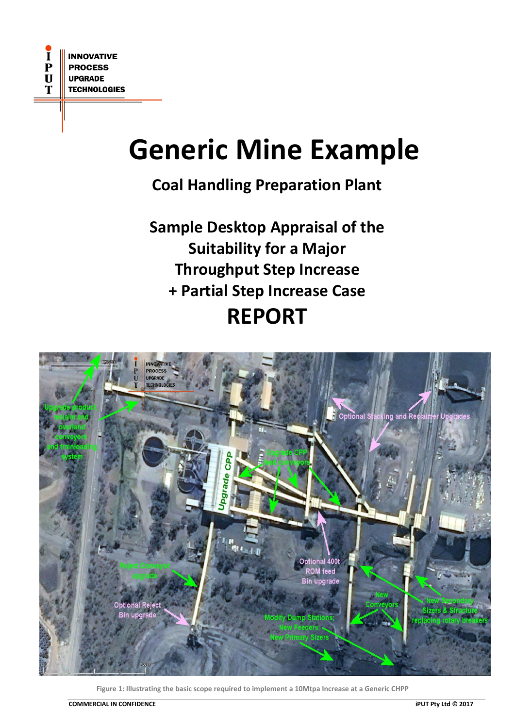INNOVATIVE PROCESS UPGRADE TECHNOLOGIES

# Generic Mine Example

## Coal Handling Preparation Plant

## Sample Desktop Appraisal of the Suitability for a Major Throughput Step Increase + Partial Step Increase Case

# REPORT

Figure 1: Illustrating the basic scope required to implement a 10Mtpa Increase at a Generic CHPP

COMMERCIAL IN CONFIDENCE

iPUT Pty Ltd © 2017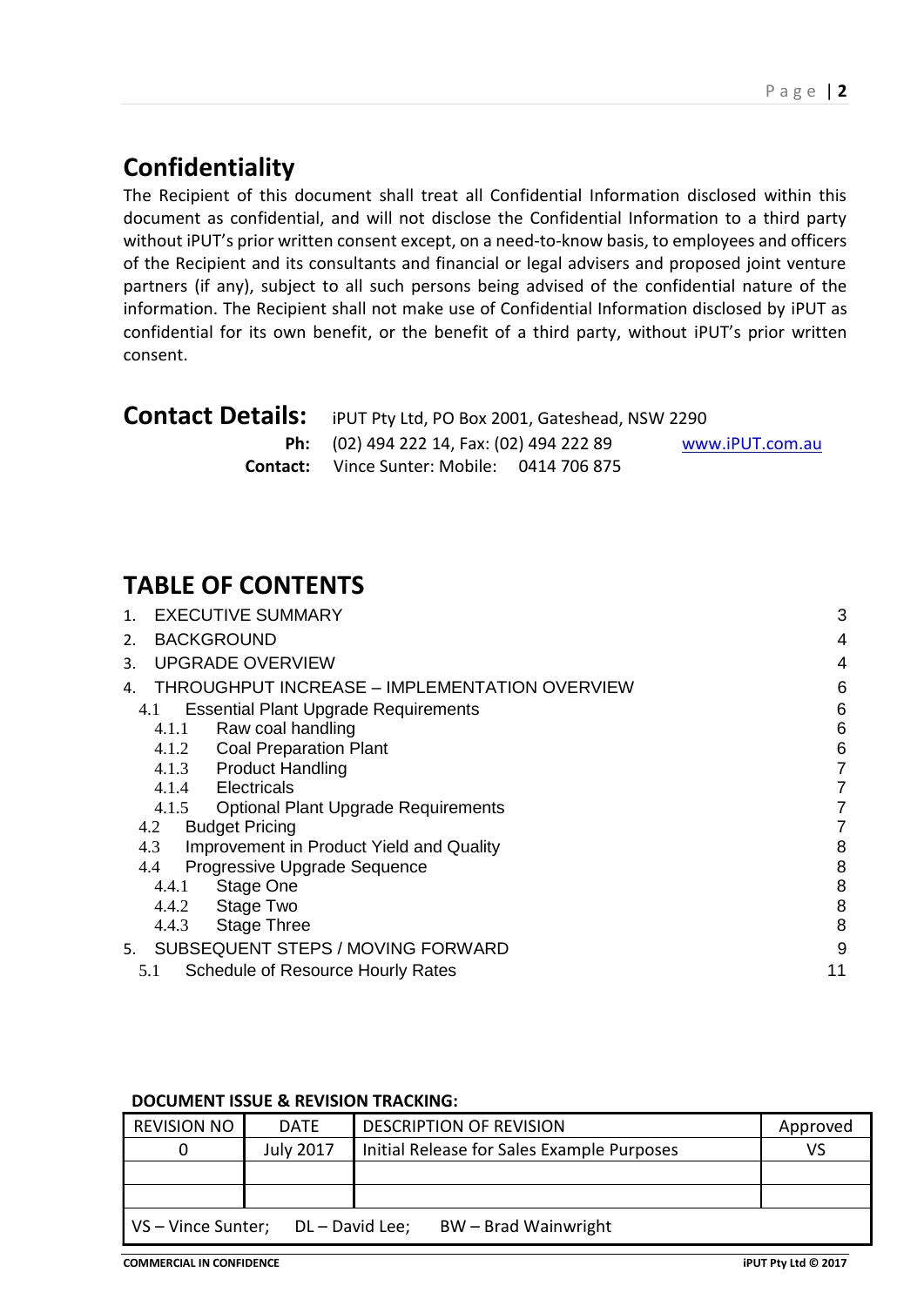## Confidentiality

The Recipient of this document shall treat all Confidential Information disclosed within this document as confidential, and will not disclose the Confidential Information to a third party without iPUT's prior written consent except, on a need-to-know basis, to employees and officers of the Recipient and its consultants and financial or legal advisers and proposed joint venture partners (if any), subject to all such persons being advised of the confidential nature of the information. The Recipient shall not make use of Confidential Information disclosed by iPUT as confidential for its own benefit, or the benefit of a third party, without iPUT's prior written consent.

**Contact Details:** iPUT Pty Ltd, PO Box 2001, Gateshead, NSW 2290
**Ph:** (02) 494 222 14, Fax: (02) 494 222 89 www.iPUT.com.au
**Contact:** Vince Sunter: Mobile: 0414 706 875

## TABLE OF CONTENTS

1. EXECUTIVE SUMMARY 3
2. BACKGROUND 4
3. UPGRADE OVERVIEW 4
4. THROUGHPUT INCREASE – IMPLEMENTATION OVERVIEW 6
   - 4.1 Essential Plant Upgrade Requirements 6
     - 4.1.1 Raw coal handling 6
     - 4.1.2 Coal Preparation Plant 6
     - 4.1.3 Product Handling 7
     - 4.1.4 Electricals 7
     - 4.1.5 Optional Plant Upgrade Requirements 7
   - 4.2 Budget Pricing 7
   - 4.3 Improvement in Product Yield and Quality 8
   - 4.4 Progressive Upgrade Sequence 8
     - 4.4.1 Stage One 8
     - 4.4.2 Stage Two 8
     - 4.4.3 Stage Three 8
5. SUBSEQUENT STEPS / MOVING FORWARD 9
   - 5.1 Schedule of Resource Hourly Rates 11

**DOCUMENT ISSUE & REVISION TRACKING:**

| REVISION NO | DATE | DESCRIPTION OF REVISION | Approved |
|---|---|---|---|
| 0 | July 2017 | Initial Release for Sales Example Purposes | VS |
| | | | |
| | | | |
| VS – Vince Sunter; DL – David Lee; BW – Brad Wainwright | | | |

COMMERCIAL IN CONFIDENCE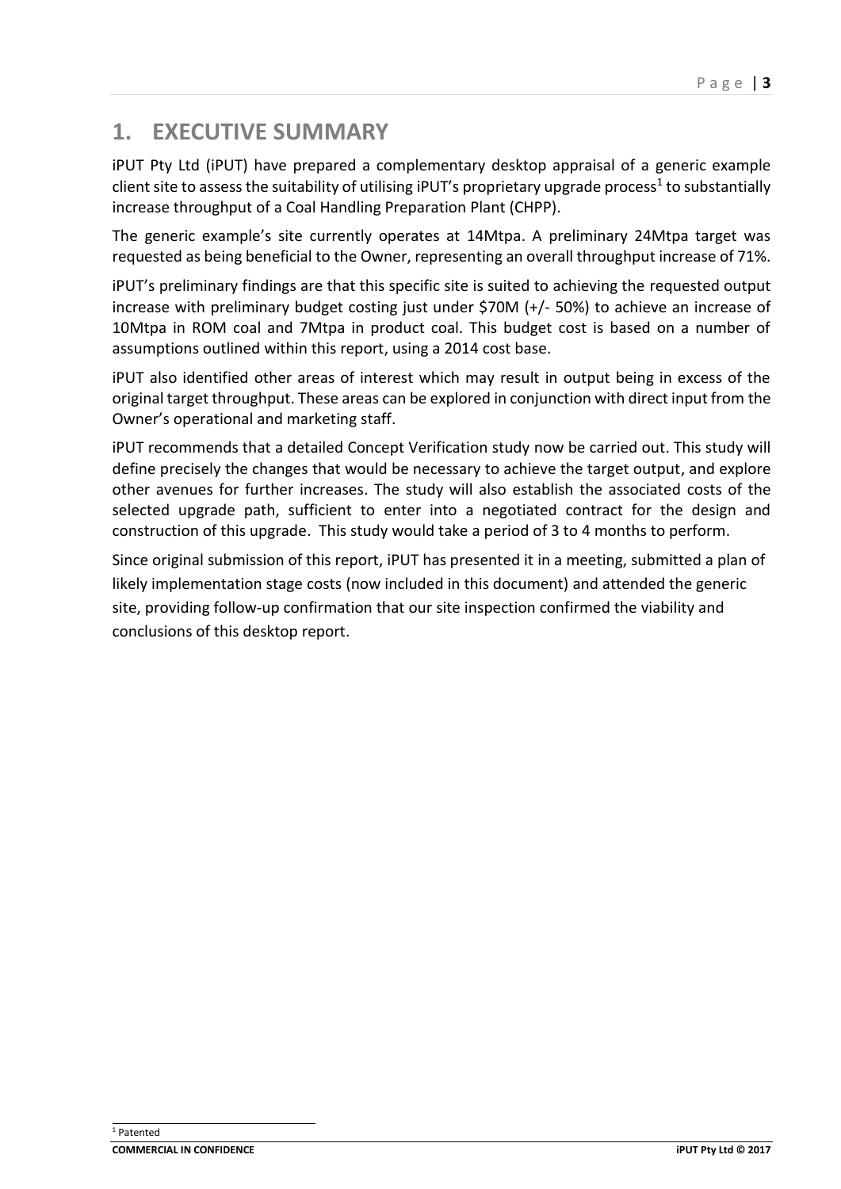# 1. EXECUTIVE SUMMARY

iPUT Pty Ltd (iPUT) have prepared a complementary desktop appraisal of a generic example client site to assess the suitability of utilising iPUT's proprietary upgrade process[1] to substantially increase throughput of a Coal Handling Preparation Plant (CHPP).

The generic example's site currently operates at 14Mtpa. A preliminary 24Mtpa target was requested as being beneficial to the Owner, representing an overall throughput increase of 71%.

iPUT's preliminary findings are that this specific site is suited to achieving the requested output increase with preliminary budget costing just under $70M (+/- 50%) to achieve an increase of 10Mtpa in ROM coal and 7Mtpa in product coal. This budget cost is based on a number of assumptions outlined within this report, using a 2014 cost base.

iPUT also identified other areas of interest which may result in output being in excess of the original target throughput. These areas can be explored in conjunction with direct input from the Owner's operational and marketing staff.

iPUT recommends that a detailed Concept Verification study now be carried out. This study will define precisely the changes that would be necessary to achieve the target output, and explore other avenues for further increases. The study will also establish the associated costs of the selected upgrade path, sufficient to enter into a negotiated contract for the design and construction of this upgrade. This study would take a period of 3 to 4 months to perform.

Since original submission of this report, iPUT has presented it in a meeting, submitted a plan of likely implementation stage costs (now included in this document) and attended the generic site, providing follow-up confirmation that our site inspection confirmed the viability and conclusions of this desktop report.

[1] Patented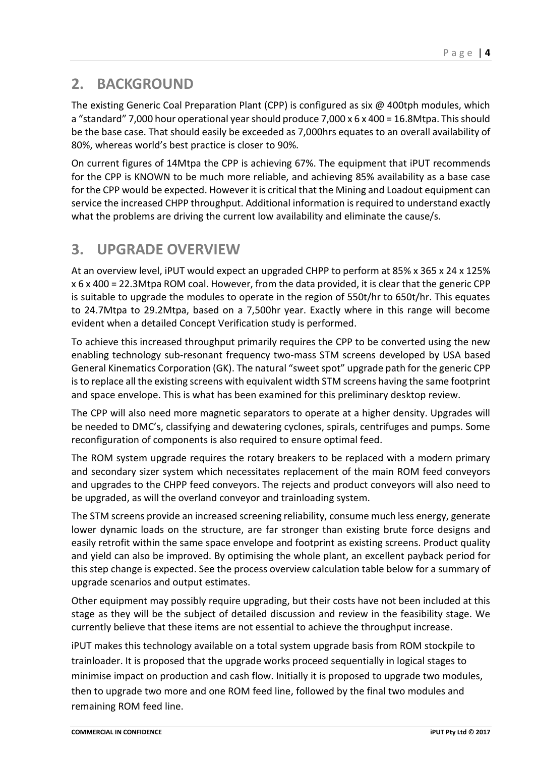## 2. BACKGROUND

The existing Generic Coal Preparation Plant (CPP) is configured as six @ 400tph modules, which a "standard" 7,000 hour operational year should produce 7,000 x 6 x 400 = 16.8Mtpa. This should be the base case. That should easily be exceeded as 7,000hrs equates to an overall availability of 80%, whereas world's best practice is closer to 90%.

On current figures of 14Mtpa the CPP is achieving 67%. The equipment that iPUT recommends for the CPP is KNOWN to be much more reliable, and achieving 85% availability as a base case for the CPP would be expected. However it is critical that the Mining and Loadout equipment can service the increased CHPP throughput. Additional information is required to understand exactly what the problems are driving the current low availability and eliminate the cause/s.

## 3. UPGRADE OVERVIEW

At an overview level, iPUT would expect an upgraded CHPP to perform at 85% x 365 x 24 x 125% x 6 x 400 = 22.3Mtpa ROM coal. However, from the data provided, it is clear that the generic CPP is suitable to upgrade the modules to operate in the region of 550t/hr to 650t/hr. This equates to 24.7Mtpa to 29.2Mtpa, based on a 7,500hr year. Exactly where in this range will become evident when a detailed Concept Verification study is performed.

To achieve this increased throughput primarily requires the CPP to be converted using the new enabling technology sub-resonant frequency two-mass STM screens developed by USA based General Kinematics Corporation (GK). The natural "sweet spot" upgrade path for the generic CPP is to replace all the existing screens with equivalent width STM screens having the same footprint and space envelope. This is what has been examined for this preliminary desktop review.

The CPP will also need more magnetic separators to operate at a higher density. Upgrades will be needed to DMC's, classifying and dewatering cyclones, spirals, centrifuges and pumps. Some reconfiguration of components is also required to ensure optimal feed.

The ROM system upgrade requires the rotary breakers to be replaced with a modern primary and secondary sizer system which necessitates replacement of the main ROM feed conveyors and upgrades to the CHPP feed conveyors. The rejects and product conveyors will also need to be upgraded, as will the overland conveyor and trainloading system.

The STM screens provide an increased screening reliability, consume much less energy, generate lower dynamic loads on the structure, are far stronger than existing brute force designs and easily retrofit within the same space envelope and footprint as existing screens. Product quality and yield can also be improved. By optimising the whole plant, an excellent payback period for this step change is expected. See the process overview calculation table below for a summary of upgrade scenarios and output estimates.

Other equipment may possibly require upgrading, but their costs have not been included at this stage as they will be the subject of detailed discussion and review in the feasibility stage. We currently believe that these items are not essential to achieve the throughput increase.

iPUT makes this technology available on a total system upgrade basis from ROM stockpile to trainloader. It is proposed that the upgrade works proceed sequentially in logical stages to minimise impact on production and cash flow. Initially it is proposed to upgrade two modules, then to upgrade two more and one ROM feed line, followed by the final two modules and remaining ROM feed line.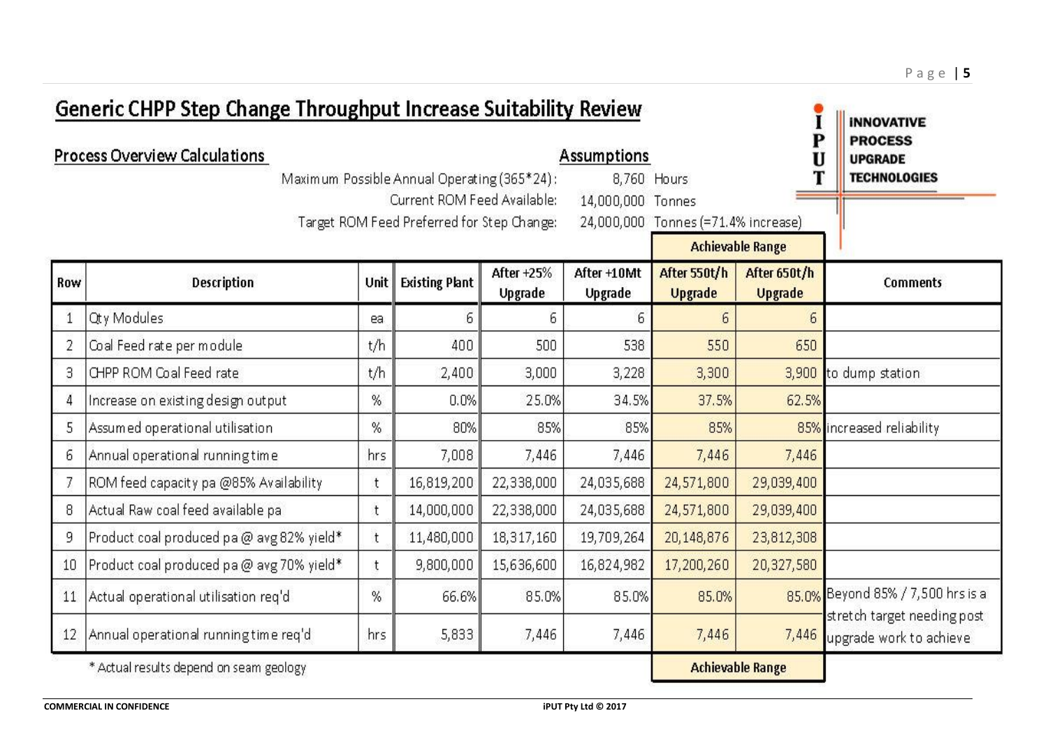# Generic CHPP Step Change Throughput Increase Suitability Review

## Process Overview Calculations

**Assumptions**

Maximum Possible Annual Operating (365*24): 8,760 Hours

Current ROM Feed Available: 14,000,000 Tonnes

Target ROM Feed Preferred for Step Change: 24,000,000 Tonnes (=71.4% increase)

| Row | Description | Unit | Existing Plant | After +25% Upgrade | After +10Mt Upgrade | After 550t/h Upgrade (Achievable Range) | After 650t/h Upgrade (Achievable Range) | Comments |
|---|---|---|---|---|---|---|---|---|
| 1 | Qty Modules | ea | 6 | 6 | 6 | 6 | 6 | |
| 2 | Coal Feed rate per module | t/h | 400 | 500 | 538 | 550 | 650 | |
| 3 | CHPP ROM Coal Feed rate | t/h | 2,400 | 3,000 | 3,228 | 3,300 | 3,900 | to dump station |
| 4 | Increase on existing design output | % | 0.0% | 25.0% | 34.5% | 37.5% | 62.5% | |
| 5 | Assumed operational utilisation | % | 80% | 85% | 85% | 85% | 85% | increased reliability |
| 6 | Annual operational running time | hrs | 7,008 | 7,446 | 7,446 | 7,446 | 7,446 | |
| 7 | ROM feed capacity pa @85% Availability | t | 16,819,200 | 22,338,000 | 24,035,688 | 24,571,800 | 29,039,400 | |
| 8 | Actual Raw coal feed available pa | t | 14,000,000 | 22,338,000 | 24,035,688 | 24,571,800 | 29,039,400 | |
| 9 | Product coal produced pa @ avg 82% yield* | t | 11,480,000 | 18,317,160 | 19,709,264 | 20,148,876 | 23,812,308 | |
| 10 | Product coal produced pa @ avg 70% yield* | t | 9,800,000 | 15,636,600 | 16,824,982 | 17,200,260 | 20,327,580 | |
| 11 | Actual operational utilisation req'd | % | 66.6% | 85.0% | 85.0% | 85.0% | 85.0% | Beyond 85% / 7,500 hrs is a stretch target needing post upgrade work to achieve |
| 12 | Annual operational running time req'd | hrs | 5,833 | 7,446 | 7,446 | 7,446 | 7,446 | |

\* Actual results depend on seam geology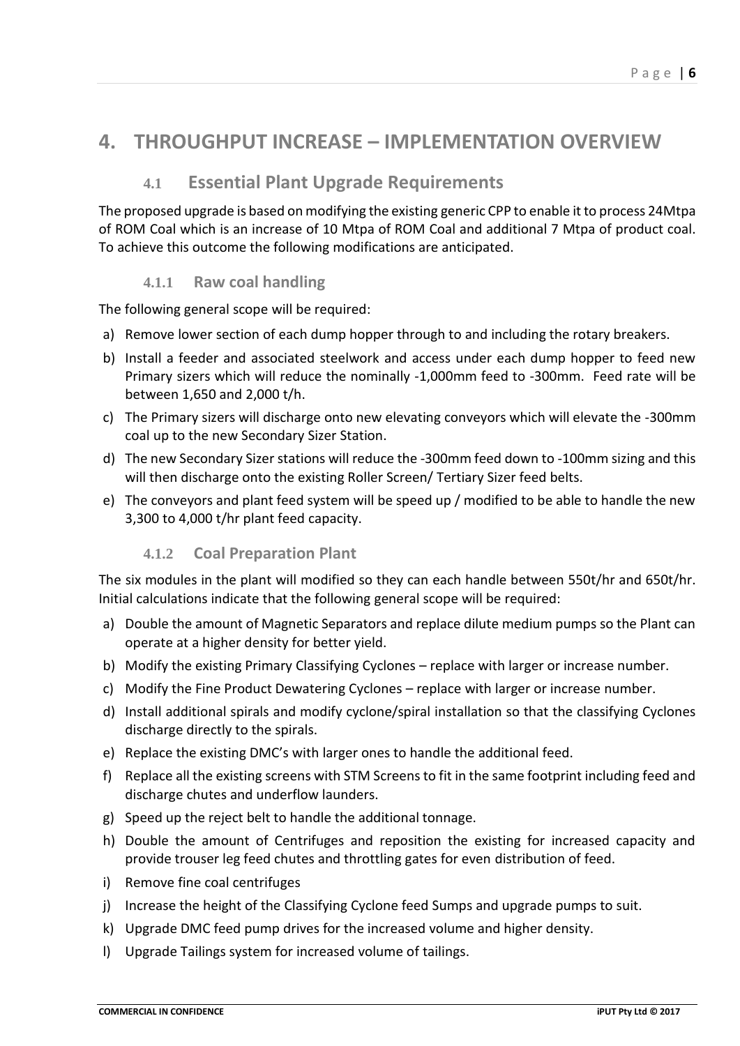# 4. THROUGHPUT INCREASE – IMPLEMENTATION OVERVIEW

## 4.1 Essential Plant Upgrade Requirements

The proposed upgrade is based on modifying the existing generic CPP to enable it to process 24Mtpa of ROM Coal which is an increase of 10 Mtpa of ROM Coal and additional 7 Mtpa of product coal. To achieve this outcome the following modifications are anticipated.

### 4.1.1 Raw coal handling

The following general scope will be required:

a) Remove lower section of each dump hopper through to and including the rotary breakers.

b) Install a feeder and associated steelwork and access under each dump hopper to feed new Primary sizers which will reduce the nominally -1,000mm feed to -300mm. Feed rate will be between 1,650 and 2,000 t/h.

c) The Primary sizers will discharge onto new elevating conveyors which will elevate the -300mm coal up to the new Secondary Sizer Station.

d) The new Secondary Sizer stations will reduce the -300mm feed down to -100mm sizing and this will then discharge onto the existing Roller Screen/ Tertiary Sizer feed belts.

e) The conveyors and plant feed system will be speed up / modified to be able to handle the new 3,300 to 4,000 t/hr plant feed capacity.

### 4.1.2 Coal Preparation Plant

The six modules in the plant will modified so they can each handle between 550t/hr and 650t/hr. Initial calculations indicate that the following general scope will be required:

a) Double the amount of Magnetic Separators and replace dilute medium pumps so the Plant can operate at a higher density for better yield.

b) Modify the existing Primary Classifying Cyclones – replace with larger or increase number.

c) Modify the Fine Product Dewatering Cyclones – replace with larger or increase number.

d) Install additional spirals and modify cyclone/spiral installation so that the classifying Cyclones discharge directly to the spirals.

e) Replace the existing DMC's with larger ones to handle the additional feed.

f) Replace all the existing screens with STM Screens to fit in the same footprint including feed and discharge chutes and underflow launders.

g) Speed up the reject belt to handle the additional tonnage.

h) Double the amount of Centrifuges and reposition the existing for increased capacity and provide trouser leg feed chutes and throttling gates for even distribution of feed.

i) Remove fine coal centrifuges

j) Increase the height of the Classifying Cyclone feed Sumps and upgrade pumps to suit.

k) Upgrade DMC feed pump drives for the increased volume and higher density.

l) Upgrade Tailings system for increased volume of tailings.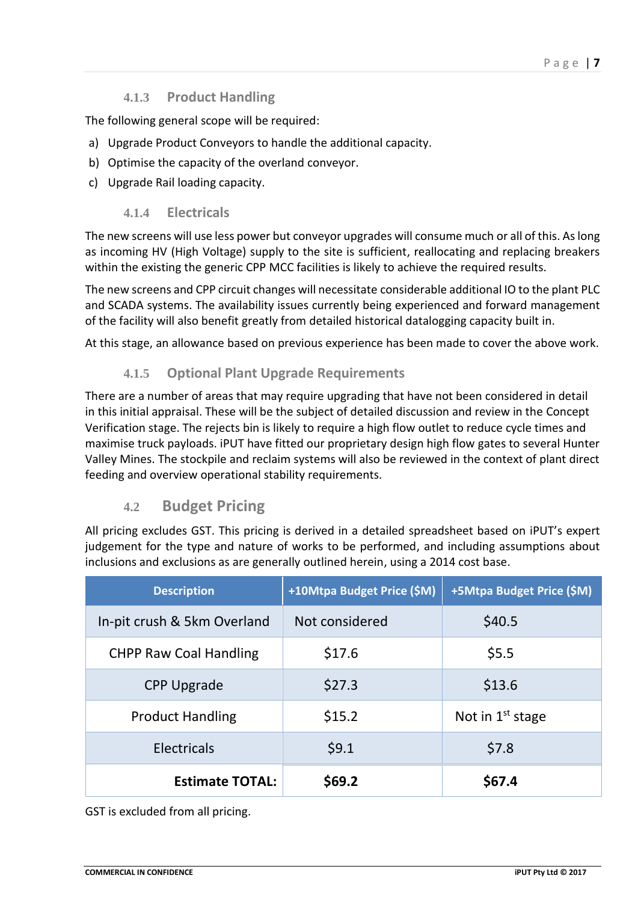### 4.1.3 Product Handling

The following general scope will be required:

a) Upgrade Product Conveyors to handle the additional capacity.
b) Optimise the capacity of the overland conveyor.
c) Upgrade Rail loading capacity.

### 4.1.4 Electricals

The new screens will use less power but conveyor upgrades will consume much or all of this. As long as incoming HV (High Voltage) supply to the site is sufficient, reallocating and replacing breakers within the existing the generic CPP MCC facilities is likely to achieve the required results.

The new screens and CPP circuit changes will necessitate considerable additional IO to the plant PLC and SCADA systems. The availability issues currently being experienced and forward management of the facility will also benefit greatly from detailed historical datalogging capacity built in.

At this stage, an allowance based on previous experience has been made to cover the above work.

### 4.1.5 Optional Plant Upgrade Requirements

There are a number of areas that may require upgrading that have not been considered in detail in this initial appraisal. These will be the subject of detailed discussion and review in the Concept Verification stage. The rejects bin is likely to require a high flow outlet to reduce cycle times and maximise truck payloads. iPUT have fitted our proprietary design high flow gates to several Hunter Valley Mines. The stockpile and reclaim systems will also be reviewed in the context of plant direct feeding and overview operational stability requirements.

## 4.2 Budget Pricing

All pricing excludes GST. This pricing is derived in a detailed spreadsheet based on iPUT's expert judgement for the type and nature of works to be performed, and including assumptions about inclusions and exclusions as are generally outlined herein, using a 2014 cost base.

| Description | +10Mtpa Budget Price ($M) | +5Mtpa Budget Price ($M) |
|---|---|---|
| In-pit crush & 5km Overland | Not considered | $40.5 |
| CHPP Raw Coal Handling | $17.6 | $5.5 |
| CPP Upgrade | $27.3 | $13.6 |
| Product Handling | $15.2 | Not in 1st stage |
| Electricals | $9.1 | $7.8 |
| **Estimate TOTAL:** | **$69.2** | **$67.4** |

GST is excluded from all pricing.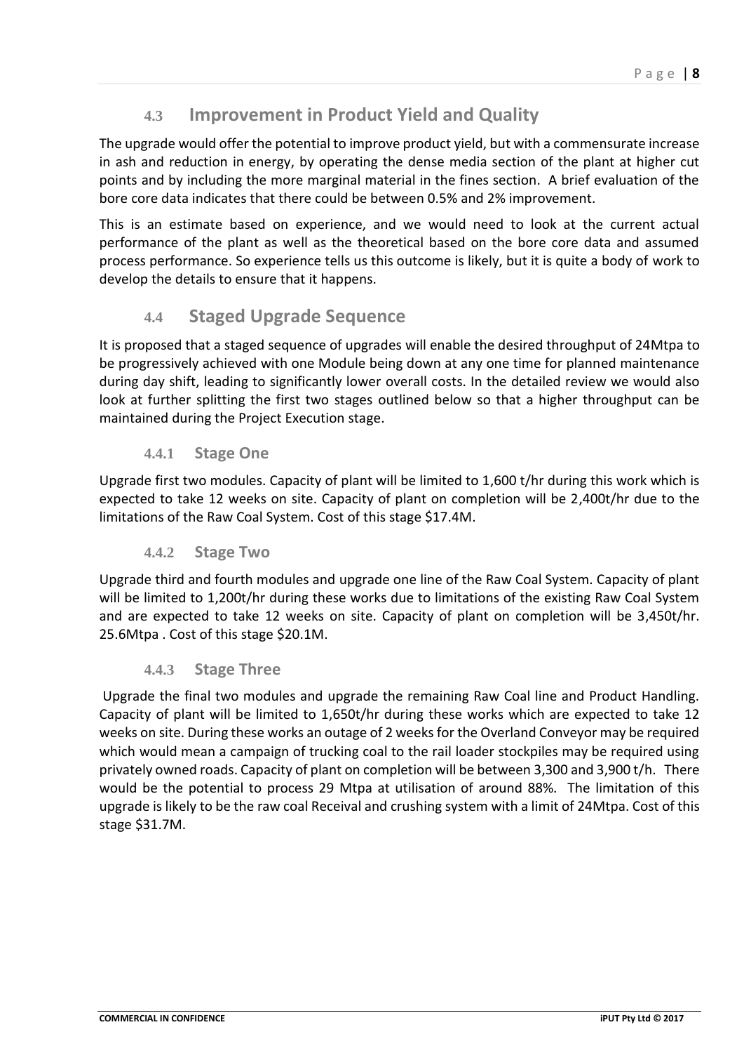## 4.3 Improvement in Product Yield and Quality

The upgrade would offer the potential to improve product yield, but with a commensurate increase in ash and reduction in energy, by operating the dense media section of the plant at higher cut points and by including the more marginal material in the fines section. A brief evaluation of the bore core data indicates that there could be between 0.5% and 2% improvement.

This is an estimate based on experience, and we would need to look at the current actual performance of the plant as well as the theoretical based on the bore core data and assumed process performance. So experience tells us this outcome is likely, but it is quite a body of work to develop the details to ensure that it happens.

## 4.4 Staged Upgrade Sequence

It is proposed that a staged sequence of upgrades will enable the desired throughput of 24Mtpa to be progressively achieved with one Module being down at any one time for planned maintenance during day shift, leading to significantly lower overall costs. In the detailed review we would also look at further splitting the first two stages outlined below so that a higher throughput can be maintained during the Project Execution stage.

### 4.4.1 Stage One

Upgrade first two modules. Capacity of plant will be limited to 1,600 t/hr during this work which is expected to take 12 weeks on site. Capacity of plant on completion will be 2,400t/hr due to the limitations of the Raw Coal System. Cost of this stage $17.4M.

### 4.4.2 Stage Two

Upgrade third and fourth modules and upgrade one line of the Raw Coal System. Capacity of plant will be limited to 1,200t/hr during these works due to limitations of the existing Raw Coal System and are expected to take 12 weeks on site. Capacity of plant on completion will be 3,450t/hr. 25.6Mtpa . Cost of this stage $20.1M.

### 4.4.3 Stage Three

Upgrade the final two modules and upgrade the remaining Raw Coal line and Product Handling. Capacity of plant will be limited to 1,650t/hr during these works which are expected to take 12 weeks on site. During these works an outage of 2 weeks for the Overland Conveyor may be required which would mean a campaign of trucking coal to the rail loader stockpiles may be required using privately owned roads. Capacity of plant on completion will be between 3,300 and 3,900 t/h. There would be the potential to process 29 Mtpa at utilisation of around 88%. The limitation of this upgrade is likely to be the raw coal Receival and crushing system with a limit of 24Mtpa. Cost of this stage $31.7M.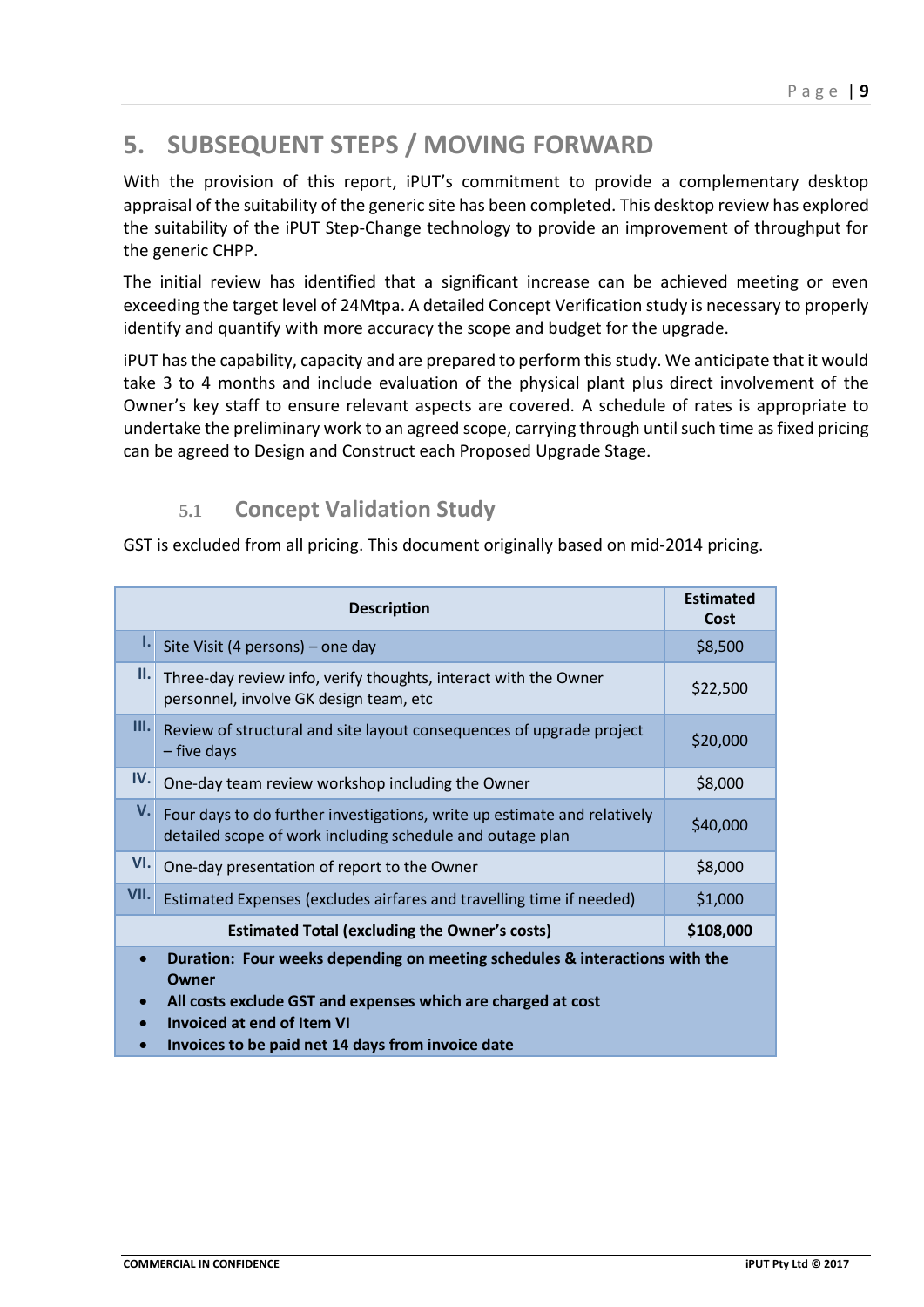# 5. SUBSEQUENT STEPS / MOVING FORWARD

With the provision of this report, iPUT's commitment to provide a complementary desktop appraisal of the suitability of the generic site has been completed. This desktop review has explored the suitability of the iPUT Step-Change technology to provide an improvement of throughput for the generic CHPP.

The initial review has identified that a significant increase can be achieved meeting or even exceeding the target level of 24Mtpa. A detailed Concept Verification study is necessary to properly identify and quantify with more accuracy the scope and budget for the upgrade.

iPUT has the capability, capacity and are prepared to perform this study. We anticipate that it would take 3 to 4 months and include evaluation of the physical plant plus direct involvement of the Owner's key staff to ensure relevant aspects are covered. A schedule of rates is appropriate to undertake the preliminary work to an agreed scope, carrying through until such time as fixed pricing can be agreed to Design and Construct each Proposed Upgrade Stage.

## 5.1 Concept Validation Study

GST is excluded from all pricing. This document originally based on mid-2014 pricing.

| | Description | Estimated Cost |
|---|---|---|
| I. | Site Visit (4 persons) – one day | $8,500 |
| II. | Three-day review info, verify thoughts, interact with the Owner personnel, involve GK design team, etc | $22,500 |
| III. | Review of structural and site layout consequences of upgrade project – five days | $20,000 |
| IV. | One-day team review workshop including the Owner | $8,000 |
| V. | Four days to do further investigations, write up estimate and relatively detailed scope of work including schedule and outage plan | $40,000 |
| VI. | One-day presentation of report to the Owner | $8,000 |
| VII. | Estimated Expenses (excludes airfares and travelling time if needed) | $1,000 |
| | **Estimated Total (excluding the Owner's costs)** | **$108,000** |

- **Duration: Four weeks depending on meeting schedules & interactions with the Owner**
- **All costs exclude GST and expenses which are charged at cost**
- **Invoiced at end of Item VI**
- **Invoices to be paid net 14 days from invoice date**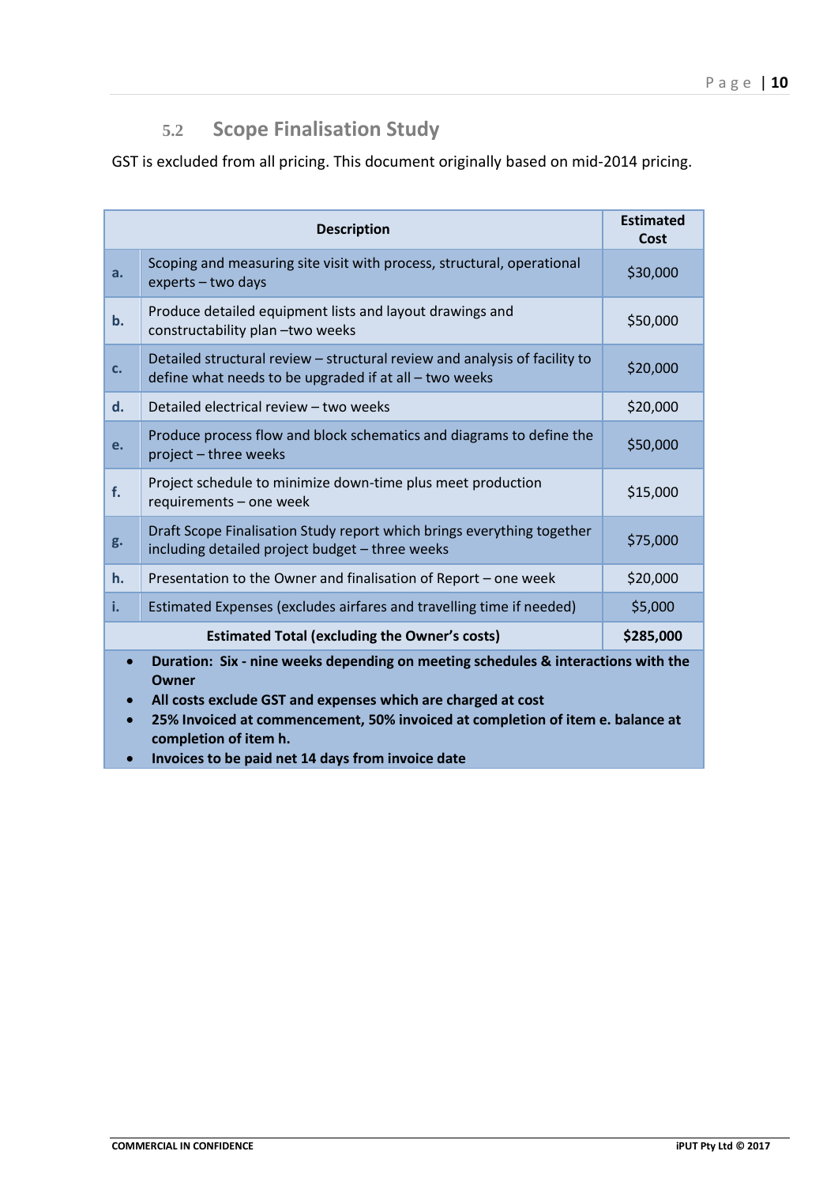## 5.2 Scope Finalisation Study

GST is excluded from all pricing. This document originally based on mid-2014 pricing.

| | Description | Estimated Cost |
|---|---|---|
| a. | Scoping and measuring site visit with process, structural, operational experts – two days | $30,000 |
| b. | Produce detailed equipment lists and layout drawings and constructability plan –two weeks | $50,000 |
| c. | Detailed structural review – structural review and analysis of facility to define what needs to be upgraded if at all – two weeks | $20,000 |
| d. | Detailed electrical review – two weeks | $20,000 |
| e. | Produce process flow and block schematics and diagrams to define the project – three weeks | $50,000 |
| f. | Project schedule to minimize down-time plus meet production requirements – one week | $15,000 |
| g. | Draft Scope Finalisation Study report which brings everything together including detailed project budget – three weeks | $75,000 |
| h. | Presentation to the Owner and finalisation of Report – one week | $20,000 |
| i. | Estimated Expenses (excludes airfares and travelling time if needed) | $5,000 |
| | **Estimated Total (excluding the Owner's costs)** | **$285,000** |

- **Duration: Six - nine weeks depending on meeting schedules & interactions with the Owner**
- **All costs exclude GST and expenses which are charged at cost**
- **25% Invoiced at commencement, 50% invoiced at completion of item e. balance at completion of item h.**
- **Invoices to be paid net 14 days from invoice date**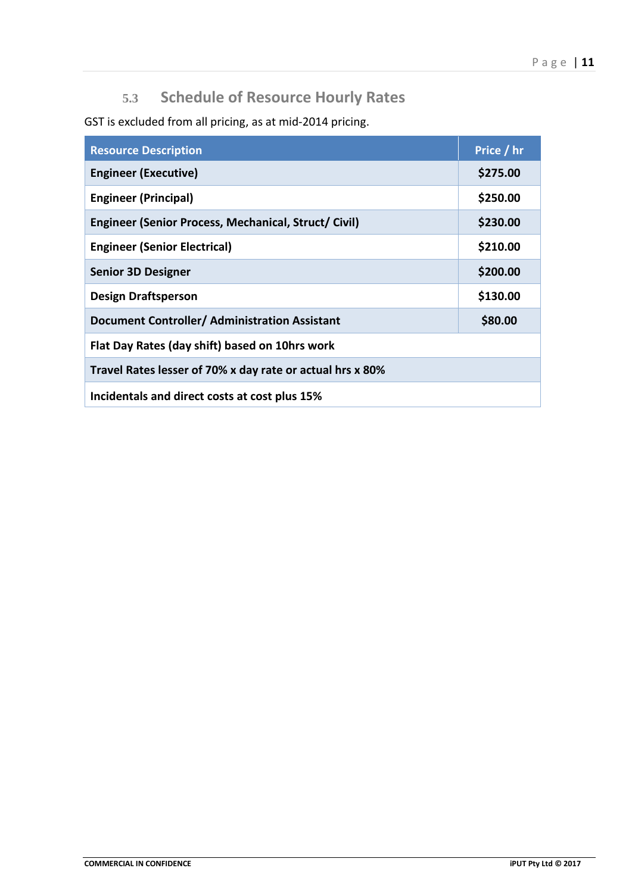### 5.3 Schedule of Resource Hourly Rates

GST is excluded from all pricing, as at mid-2014 pricing.

| Resource Description | Price / hr |
|---|---|
| **Engineer (Executive)** | **$275.00** |
| **Engineer (Principal)** | **$250.00** |
| **Engineer (Senior Process, Mechanical, Struct/ Civil)** | **$230.00** |
| **Engineer (Senior Electrical)** | **$210.00** |
| **Senior 3D Designer** | **$200.00** |
| **Design Draftsperson** | **$130.00** |
| **Document Controller/ Administration Assistant** | **$80.00** |
| **Flat Day Rates (day shift) based on 10hrs work** | |
| **Travel Rates lesser of 70% x day rate or actual hrs x 80%** | |
| **Incidentals and direct costs at cost plus 15%** | |